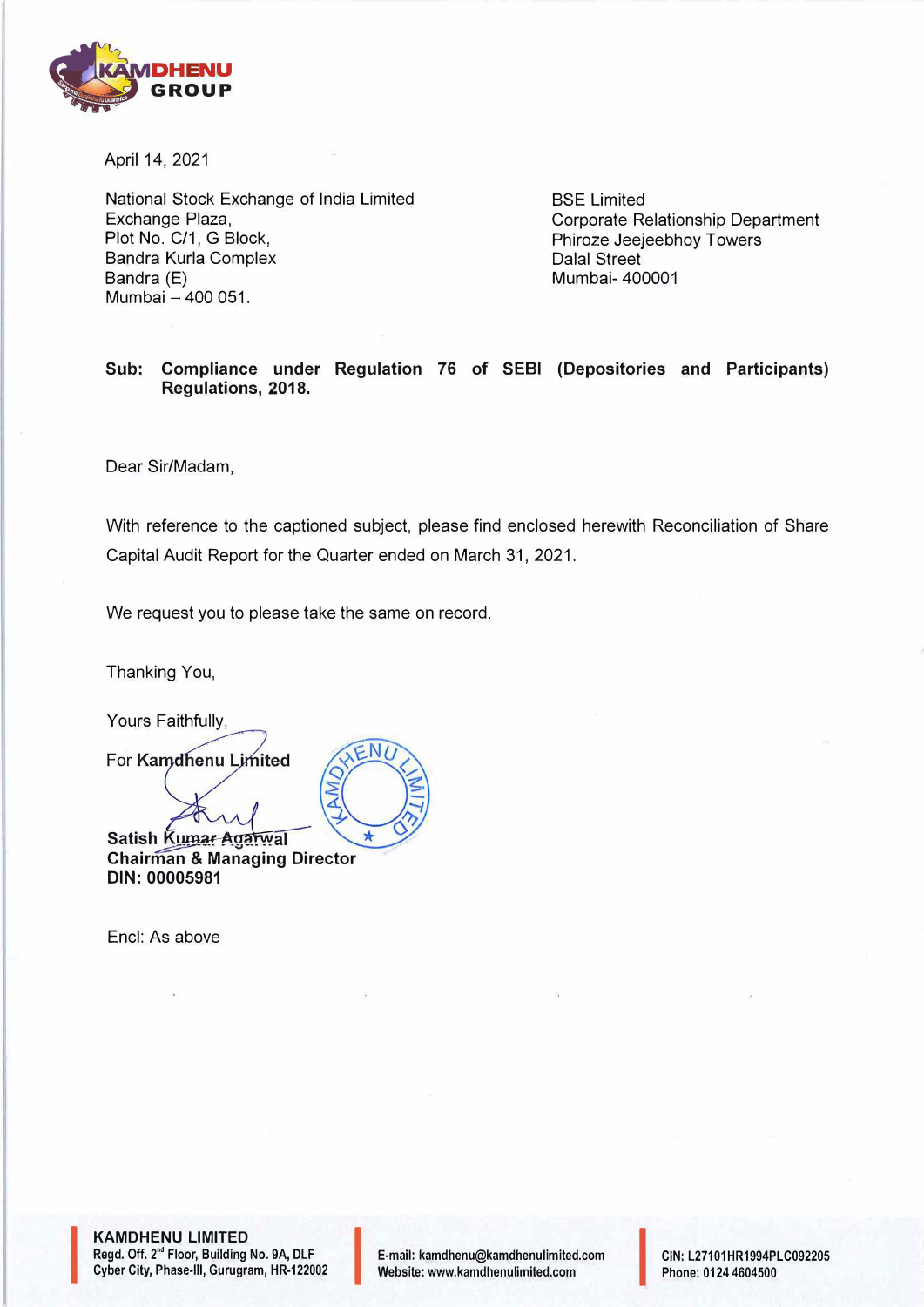**KAMDHENU GROUP**

April 14, 2021

National Stock Exchange of India Limited
Exchange Plaza,
Plot No. C/1, G Block,
Bandra Kurla Complex
Bandra (E)
Mumbai – 400 051.

BSE Limited
Corporate Relationship Department
Phiroze Jeejeebhoy Towers
Dalal Street
Mumbai- 400001

**Sub: Compliance under Regulation 76 of SEBI (Depositories and Participants) Regulations, 2018.**

Dear Sir/Madam,

With reference to the captioned subject, please find enclosed herewith Reconciliation of Share Capital Audit Report for the Quarter ended on March 31, 2021.

We request you to please take the same on record.

Thanking You,

Yours Faithfully,

For **Kamdhenu Limited**

**Satish Kumar Agarwal**
**Chairman & Managing Director**
**DIN: 00005981**

Encl: As above

**KAMDHENU LIMITED**
Regd. Off. 2nd Floor, Building No. 9A, DLF Cyber City, Phase-III, Gurugram, HR-122002

E-mail: kamdhenu@kamdhenulimited.com
Website: www.kamdhenulimited.com

CIN: L27101HR1994PLC092205
Phone: 0124 4604500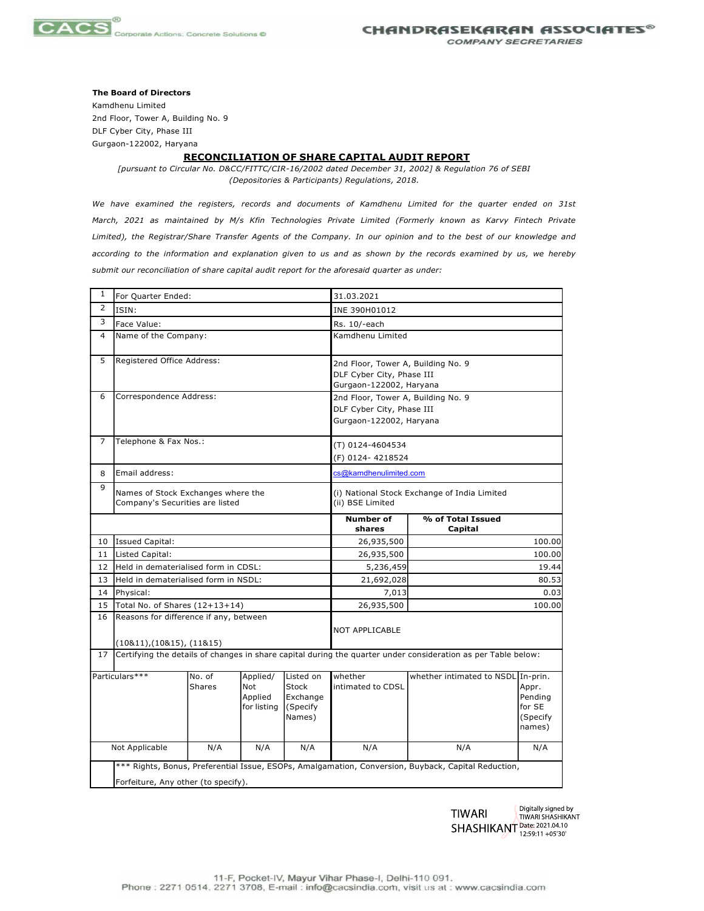**The Board of Directors**
Kamdhenu Limited
2nd Floor, Tower A, Building No. 9
DLF Cyber City, Phase III
Gurgaon-122002, Haryana

## RECONCILIATION OF SHARE CAPITAL AUDIT REPORT

*[pursuant to Circular No. D&CC/FITTC/CIR-16/2002 dated December 31, 2002] & Regulation 76 of SEBI (Depositories & Participants) Regulations, 2018.*

*We have examined the registers, records and documents of Kamdhenu Limited for the quarter ended on 31st March, 2021 as maintained by M/s Kfin Technologies Private Limited (Formerly known as Karvy Fintech Private Limited), the Registrar/Share Transfer Agents of the Company. In our opinion and to the best of our knowledge and according to the information and explanation given to us and as shown by the records examined by us, we hereby submit our reconciliation of share capital audit report for the aforesaid quarter as under:*

| | | | |
|---|---|---|---|
| 1 | For Quarter Ended: | 31.03.2021 | |
| 2 | ISIN: | INE 390H01012 | |
| 3 | Face Value: | Rs. 10/-each | |
| 4 | Name of the Company: | Kamdhenu Limited | |
| 5 | Registered Office Address: | 2nd Floor, Tower A, Building No. 9 DLF Cyber City, Phase III Gurgaon-122002, Haryana | |
| 6 | Correspondence Address: | 2nd Floor, Tower A, Building No. 9 DLF Cyber City, Phase III Gurgaon-122002, Haryana | |
| 7 | Telephone & Fax Nos.: | (T) 0124-4604534 (F) 0124- 4218524 | |
| 8 | Email address: | cs@kamdhenulimited.com | |
| 9 | Names of Stock Exchanges where the Company's Securities are listed | (i) National Stock Exchange of India Limited (ii) BSE Limited | |
| | | **Number of shares** | **% of Total Issued Capital** |
| 10 | Issued Capital: | 26,935,500 | 100.00 |
| 11 | Listed Capital: | 26,935,500 | 100.00 |
| 12 | Held in dematerialised form in CDSL: | 5,236,459 | 19.44 |
| 13 | Held in dematerialised form in NSDL: | 21,692,028 | 80.53 |
| 14 | Physical: | 7,013 | 0.03 |
| 15 | Total No. of Shares (12+13+14) | 26,935,500 | 100.00 |
| 16 | Reasons for difference if any, between (10&11),(10&15), (11&15) | NOT APPLICABLE | |
| 17 | Certifying the details of changes in share capital during the quarter under consideration as per Table below: | | |

| Particulars*** | No. of Shares | Applied/ Not Applied for listing | Listed on Stock Exchange (Specify Names) | whether intimated to CDSL | whether intimated to NSDL | In-prin. Appr. Pending for SE (Specify names) |
|---|---|---|---|---|---|---|
| Not Applicable | N/A | N/A | N/A | N/A | N/A | N/A |

*** Rights, Bonus, Preferential Issue, ESOPs, Amalgamation, Conversion, Buyback, Capital Reduction, Forfeiture, Any other (to specify).

TIWARI SHASHIKANT
Digitally signed by TIWARI SHASHIKANT
Date: 2021.04.10 12:59:11 +05'30'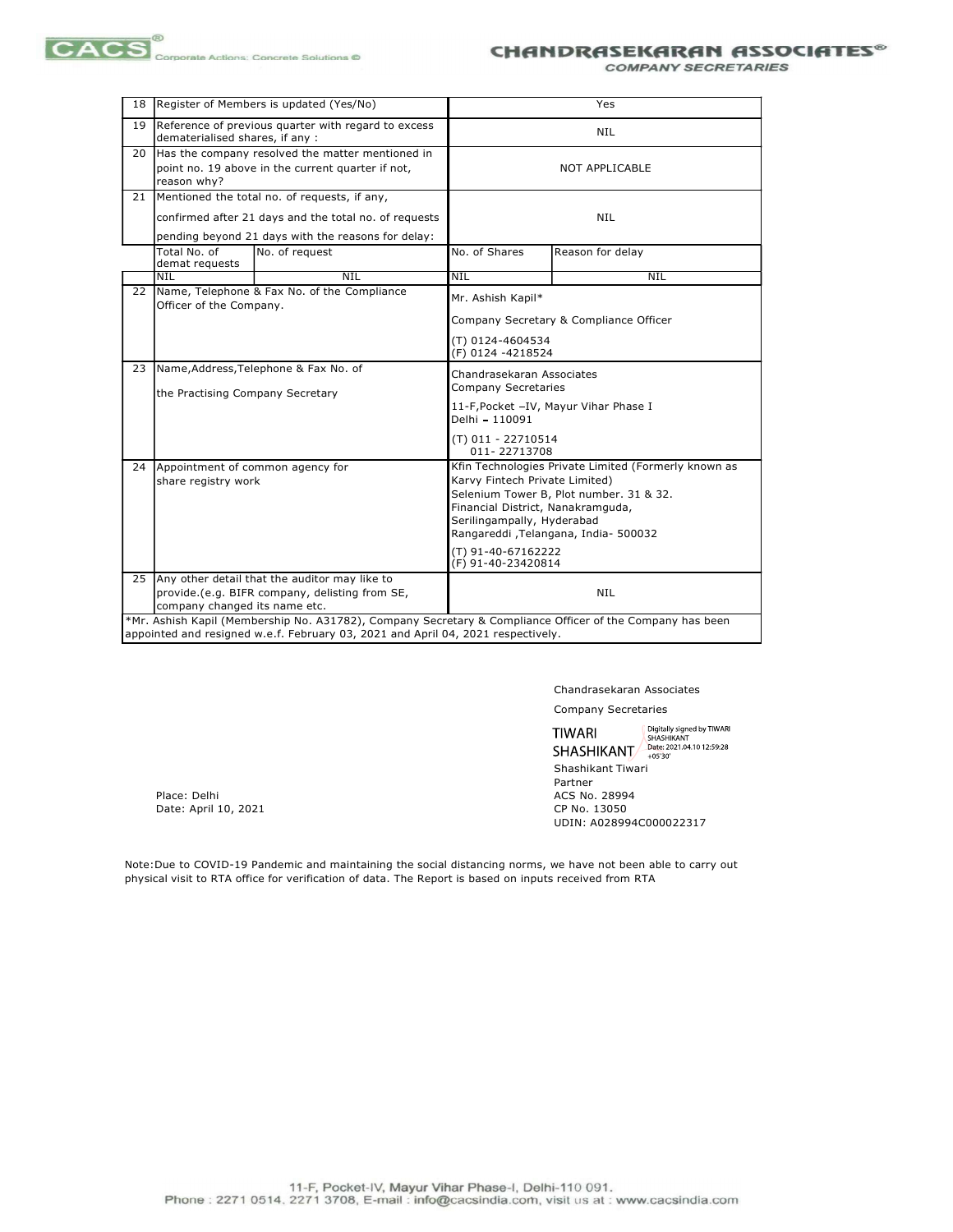| | | | | |
|---|---|---|---|---|
| 18 | Register of Members is updated (Yes/No) | | Yes | |
| 19 | Reference of previous quarter with regard to excess dematerialised shares, if any : | | NIL | |
| 20 | Has the company resolved the matter mentioned in point no. 19 above in the current quarter if not, reason why? | | NOT APPLICABLE | |
| 21 | Mentioned the total no. of requests, if any, confirmed after 21 days and the total no. of requests pending beyond 21 days with the reasons for delay: | | NIL | |
| | Total No. of demat requests | No. of request | No. of Shares | Reason for delay |
| | NIL | NIL | NIL | NIL |
| 22 | Name, Telephone & Fax No. of the Compliance Officer of the Company. | | Mr. Ashish Kapil* Company Secretary & Compliance Officer (T) 0124-4604534 (F) 0124 -4218524 | |
| 23 | Name,Address,Telephone & Fax No. of the Practising Company Secretary | | Chandrasekaran Associates Company Secretaries 11-F,Pocket –IV, Mayur Vihar Phase I Delhi – 110091 (T) 011 - 22710514 011- 22713708 | |
| 24 | Appointment of common agency for share registry work | | Kfin Technologies Private Limited (Formerly known as Karvy Fintech Private Limited) Selenium Tower B, Plot number. 31 & 32. Financial District, Nanakramguda, Serilingampally, Hyderabad Rangareddi ,Telangana, India- 500032 (T) 91-40-67162222 (F) 91-40-23420814 | |
| 25 | Any other detail that the auditor may like to provide.(e.g. BIFR company, delisting from SE, company changed its name etc. | | NIL | |

*Mr. Ashish Kapil (Membership No. A31782), Company Secretary & Compliance Officer of the Company has been appointed and resigned w.e.f. February 03, 2021 and April 04, 2021 respectively.

Chandrasekaran Associates

Company Secretaries

TIWARI SHASHIKANT (Digitally signed by TIWARI SHASHIKANT Date: 2021.04.10 12:59:28 +05'30')

Shashikant Tiwari
Partner
ACS No. 28994
CP No. 13050
UDIN: A028994C000022317

Place: Delhi
Date: April 10, 2021

Note:Due to COVID-19 Pandemic and maintaining the social distancing norms, we have not been able to carry out physical visit to RTA office for verification of data. The Report is based on inputs received from RTA